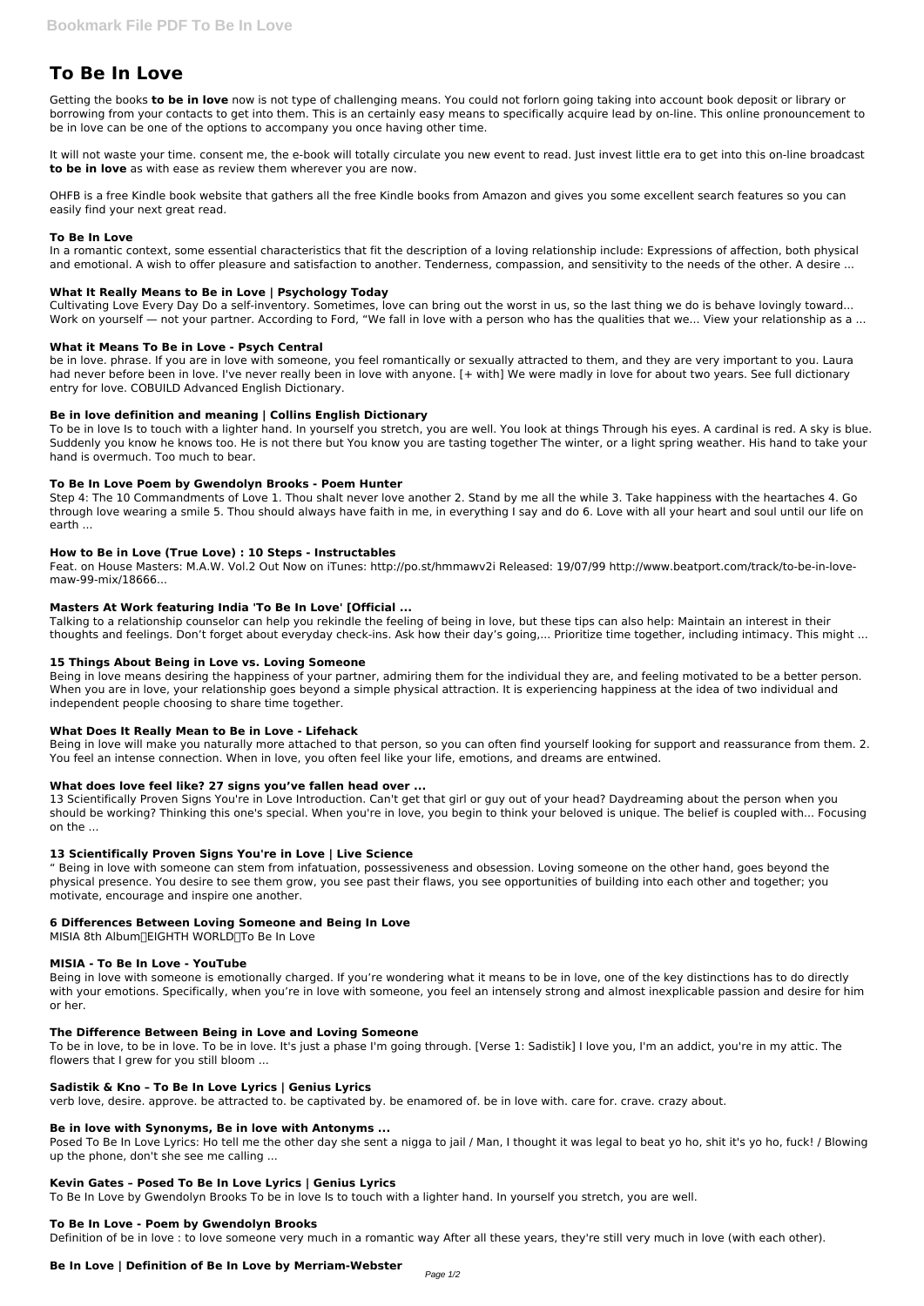# To Be In Love

Getting the books **to be in love** now is not type of challenging means. You could not forlorn going taking into account book deposit or library or borrowing from your contacts to get into them. This is an certainly easy means to specifically acquire lead by on-line. This online pronouncement to be in love can be one of the options to accompany you once having other time.

It will not waste your time. consent me, the e-book will totally circulate you new event to read. Just invest little era to get into this on-line broadcast **to be in love** as with ease as review them wherever you are now.

OHFB is a free Kindle book website that gathers all the free Kindle books from Amazon and gives you some excellent search features so you can easily find your next great read.

### To Be In Love

In a romantic context, some essential characteristics that fit the description of a loving relationship include: Expressions of affection, both physical and emotional. A wish to offer pleasure and satisfaction to another. Tenderness, compassion, and sensitivity to the needs of the other. A desire ...

### What It Really Means to Be in Love | Psychology Today

Cultivating Love Every Day Do a self-inventory. Sometimes, love can bring out the worst in us, so the last thing we do is behave lovingly toward... Work on yourself — not your partner. According to Ford, "We fall in love with a person who has the qualities that we... View your relationship as a ...

### What it Means To Be in Love - Psych Central

be in love. phrase. If you are in love with someone, you feel romantically or sexually attracted to them, and they are very important to you. Laura had never before been in love. I've never really been in love with anyone. [+ with] We were madly in love for about two years. See full dictionary entry for love. COBUILD Advanced English Dictionary.

### Be in love definition and meaning | Collins English Dictionary

To be in love Is to touch with a lighter hand. In yourself you stretch, you are well. You look at things Through his eyes. A cardinal is red. A sky is blue. Suddenly you know he knows too. He is not there but You know you are tasting together The winter, or a light spring weather. His hand to take your hand is overmuch. Too much to bear.

### To Be In Love Poem by Gwendolyn Brooks - Poem Hunter

Step 4: The 10 Commandments of Love 1. Thou shalt never love another 2. Stand by me all the while 3. Take happiness with the heartaches 4. Go through love wearing a smile 5. Thou should always have faith in me, in everything I say and do 6. Love with all your heart and soul until our life on earth ...

### How to Be in Love (True Love) : 10 Steps - Instructables

Feat. on House Masters: M.A.W. Vol.2 Out Now on iTunes: http://po.st/hmmawv2i Released: 19/07/99 http://www.beatport.com/track/to-be-in-love-maw-99-mix/18666...

### Masters At Work featuring India 'To Be In Love' [Official ...

Talking to a relationship counselor can help you rekindle the feeling of being in love, but these tips can also help: Maintain an interest in their thoughts and feelings. Don't forget about everyday check-ins. Ask how their day's going,... Prioritize time together, including intimacy. This might ...

### 15 Things About Being in Love vs. Loving Someone

Being in love means desiring the happiness of your partner, admiring them for the individual they are, and feeling motivated to be a better person. When you are in love, your relationship goes beyond a simple physical attraction. It is experiencing happiness at the idea of two individual and independent people choosing to share time together.

### What Does It Really Mean to Be in Love - Lifehack

Being in love will make you naturally more attached to that person, so you can often find yourself looking for support and reassurance from them. 2. You feel an intense connection. When in love, you often feel like your life, emotions, and dreams are entwined.

### What does love feel like? 27 signs you've fallen head over ...

13 Scientifically Proven Signs You're in Love Introduction. Can't get that girl or guy out of your head? Daydreaming about the person when you should be working? Thinking this one's special. When you're in love, you begin to think your beloved is unique. The belief is coupled with... Focusing on the ...

### 13 Scientifically Proven Signs You're in Love | Live Science

" Being in love with someone can stem from infatuation, possessiveness and obsession. Loving someone on the other hand, goes beyond the physical presence. You desire to see them grow, you see past their flaws, you see opportunities of building into each other and together; you motivate, encourage and inspire one another.

### 6 Differences Between Loving Someone and Being In Love

MISIA 8th Album「EIGHTH WORLD」To Be In Love

### MISIA - To Be In Love - YouTube

Being in love with someone is emotionally charged. If you're wondering what it means to be in love, one of the key distinctions has to do directly with your emotions. Specifically, when you're in love with someone, you feel an intensely strong and almost inexplicable passion and desire for him or her.

### The Difference Between Being in Love and Loving Someone

To be in love, to be in love. To be in love. It's just a phase I'm going through. [Verse 1: Sadistik] I love you, I'm an addict, you're in my attic. The flowers that I grew for you still bloom ...

### Sadistik & Kno – To Be In Love Lyrics | Genius Lyrics

verb love, desire. approve. be attracted to. be captivated by. be enamored of. be in love with. care for. crave. crazy about.

### Be in love with Synonyms, Be in love with Antonyms ...

Posed To Be In Love Lyrics: Ho tell me the other day she sent a nigga to jail / Man, I thought it was legal to beat yo ho, shit it's yo ho, fuck! / Blowing up the phone, don't she see me calling ...

### Kevin Gates – Posed To Be In Love Lyrics | Genius Lyrics

To Be In Love by Gwendolyn Brooks To be in love Is to touch with a lighter hand. In yourself you stretch, you are well.

### To Be In Love - Poem by Gwendolyn Brooks

Definition of be in love : to love someone very much in a romantic way After all these years, they're still very much in love (with each other).

### Be In Love | Definition of Be In Love by Merriam-Webster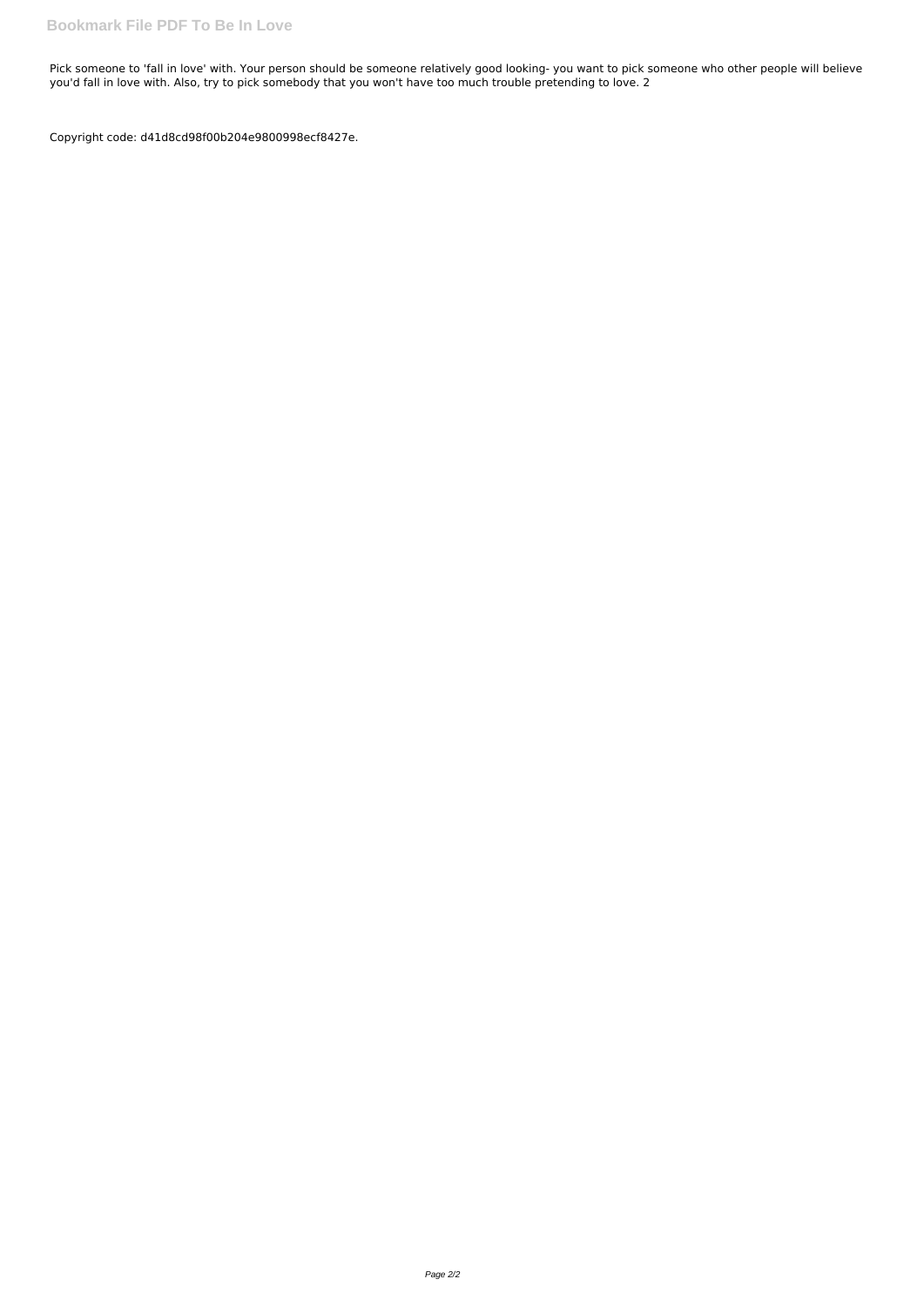Pick someone to 'fall in love' with. Your person should be someone relatively good looking- you want to pick someone who other people will believe you'd fall in love with. Also, try to pick somebody that you won't have too much trouble pretending to love. 2

Copyright code: d41d8cd98f00b204e9800998ecf8427e.